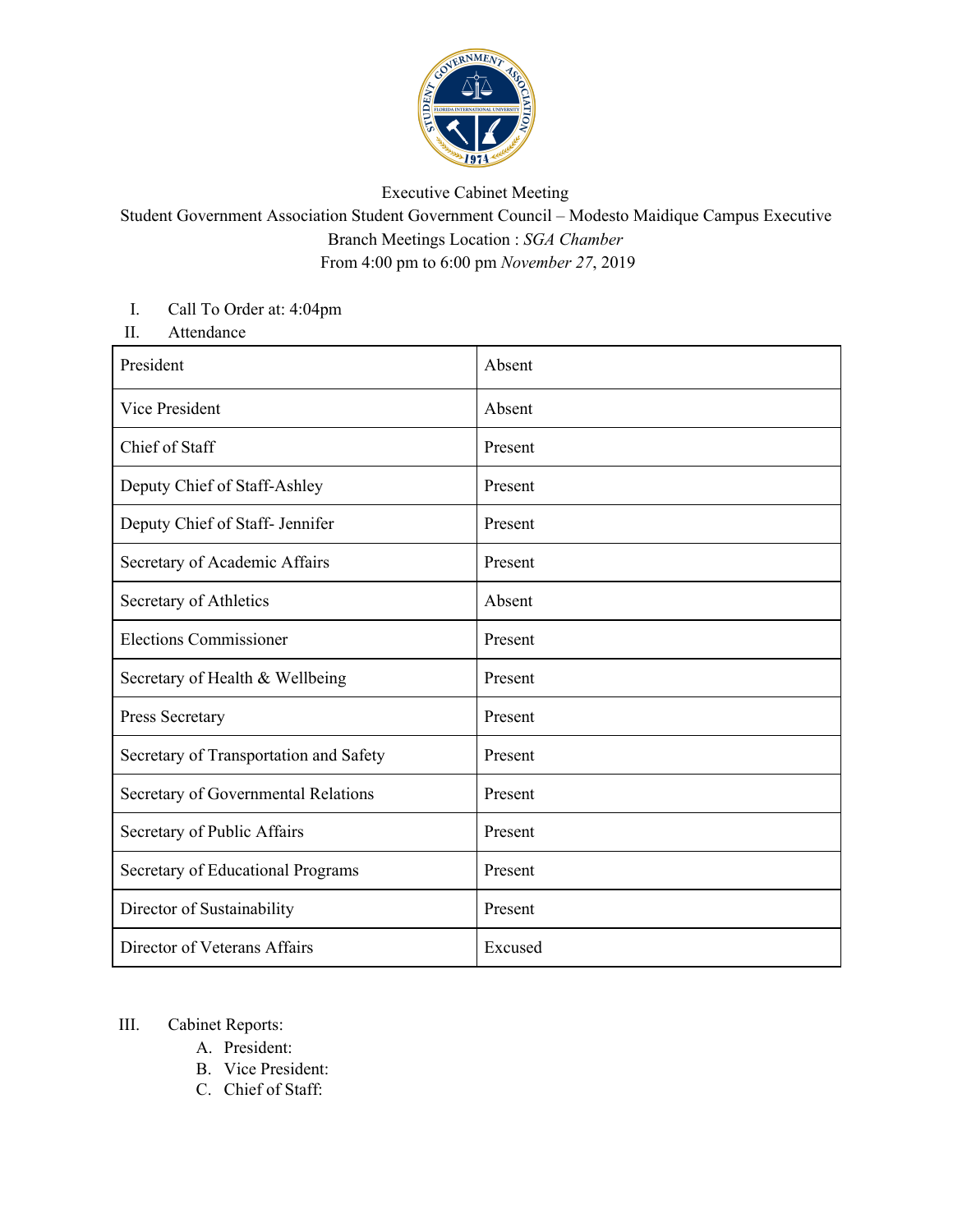Executive Cabinet Meeting

Student Government Association Student Government Council – Modesto Maidique Campus Executive Branch Meetings Location : *SGA Chamber*

From 4:00 pm to 6:00 pm *November 27*, 2019

I. Call To Order at: 4:04pm

II. Attendance

| | |
|---|---|
| President | Absent |
| Vice President | Absent |
| Chief of Staff | Present |
| Deputy Chief of Staff-Ashley | Present |
| Deputy Chief of Staff- Jennifer | Present |
| Secretary of Academic Affairs | Present |
| Secretary of Athletics | Absent |
| Elections Commissioner | Present |
| Secretary of Health & Wellbeing | Present |
| Press Secretary | Present |
| Secretary of Transportation and Safety | Present |
| Secretary of Governmental Relations | Present |
| Secretary of Public Affairs | Present |
| Secretary of Educational Programs | Present |
| Director of Sustainability | Present |
| Director of Veterans Affairs | Excused |

III. Cabinet Reports:

A. President:

B. Vice President:

C. Chief of Staff: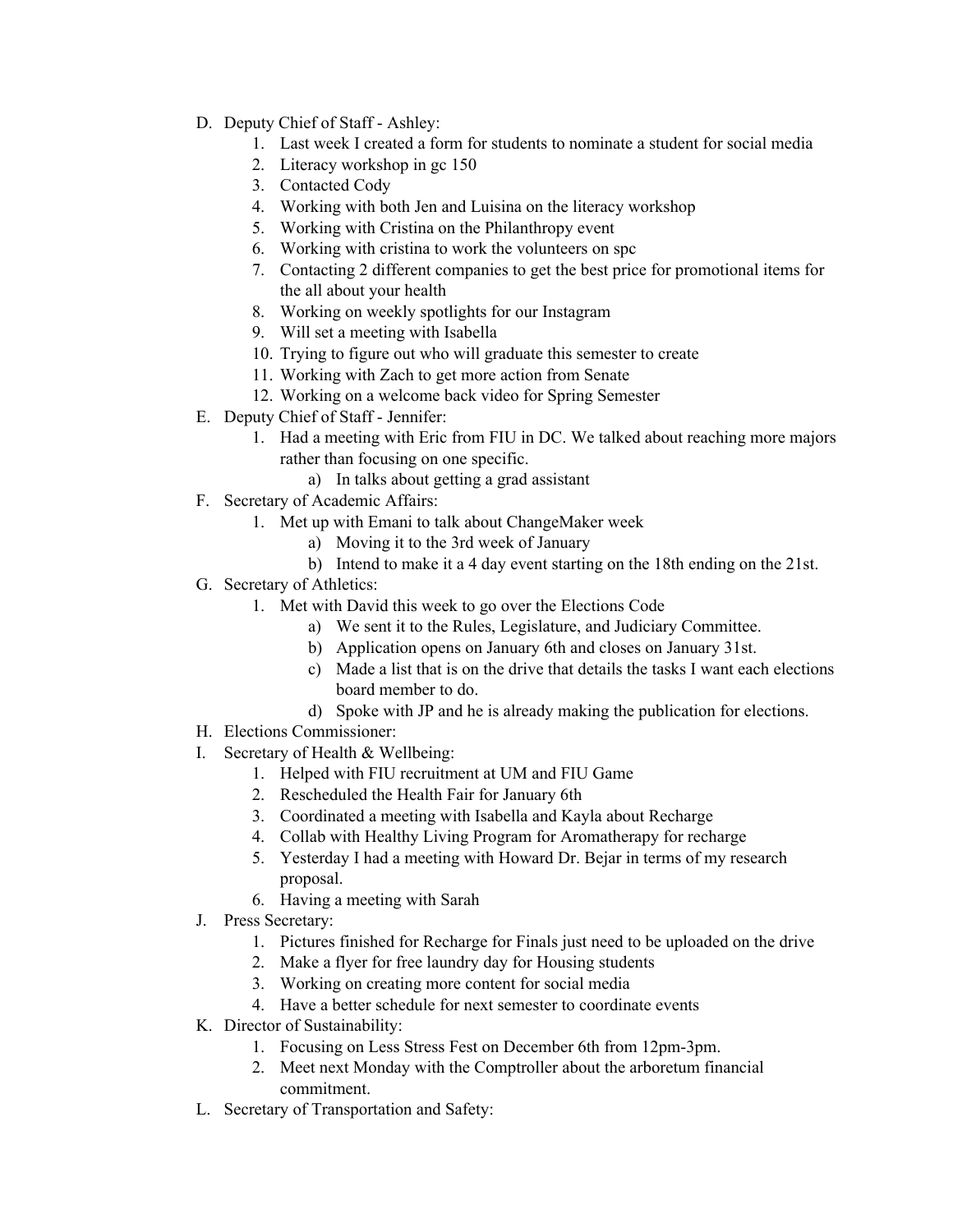D. Deputy Chief of Staff - Ashley:
   1. Last week I created a form for students to nominate a student for social media
   2. Literacy workshop in gc 150
   3. Contacted Cody
   4. Working with both Jen and Luisina on the literacy workshop
   5. Working with Cristina on the Philanthropy event
   6. Working with cristina to work the volunteers on spc
   7. Contacting 2 different companies to get the best price for promotional items for the all about your health
   8. Working on weekly spotlights for our Instagram
   9. Will set a meeting with Isabella
   10. Trying to figure out who will graduate this semester to create
   11. Working with Zach to get more action from Senate
   12. Working on a welcome back video for Spring Semester

E. Deputy Chief of Staff - Jennifer:
   1. Had a meeting with Eric from FIU in DC. We talked about reaching more majors rather than focusing on one specific.
      a) In talks about getting a grad assistant

F. Secretary of Academic Affairs:
   1. Met up with Emani to talk about ChangeMaker week
      a) Moving it to the 3rd week of January
      b) Intend to make it a 4 day event starting on the 18th ending on the 21st.

G. Secretary of Athletics:
   1. Met with David this week to go over the Elections Code
      a) We sent it to the Rules, Legislature, and Judiciary Committee.
      b) Application opens on January 6th and closes on January 31st.
      c) Made a list that is on the drive that details the tasks I want each elections board member to do.
      d) Spoke with JP and he is already making the publication for elections.

H. Elections Commissioner:

I. Secretary of Health & Wellbeing:
   1. Helped with FIU recruitment at UM and FIU Game
   2. Rescheduled the Health Fair for January 6th
   3. Coordinated a meeting with Isabella and Kayla about Recharge
   4. Collab with Healthy Living Program for Aromatherapy for recharge
   5. Yesterday I had a meeting with Howard Dr. Bejar in terms of my research proposal.
   6. Having a meeting with Sarah

J. Press Secretary:
   1. Pictures finished for Recharge for Finals just need to be uploaded on the drive
   2. Make a flyer for free laundry day for Housing students
   3. Working on creating more content for social media
   4. Have a better schedule for next semester to coordinate events

K. Director of Sustainability:
   1. Focusing on Less Stress Fest on December 6th from 12pm-3pm.
   2. Meet next Monday with the Comptroller about the arboretum financial commitment.

L. Secretary of Transportation and Safety: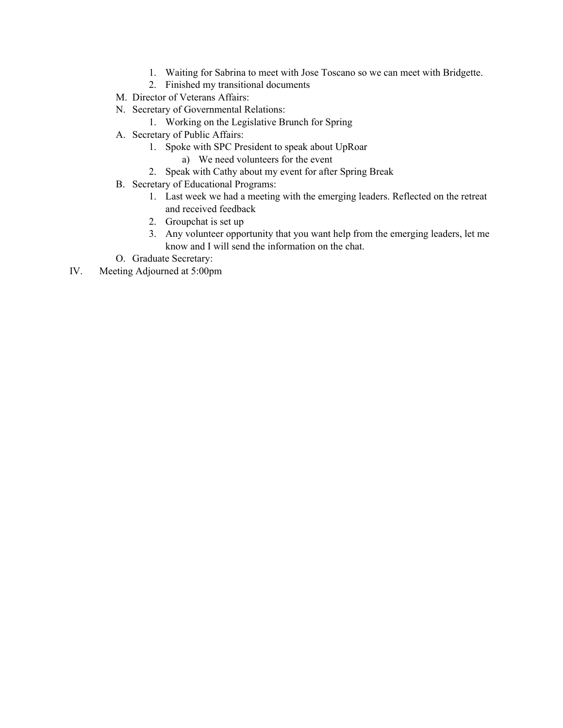1. Waiting for Sabrina to meet with Jose Toscano so we can meet with Bridgette.
2. Finished my transitional documents

M. Director of Veterans Affairs:

N. Secretary of Governmental Relations:

1. Working on the Legislative Brunch for Spring

A. Secretary of Public Affairs:

1. Spoke with SPC President to speak about UpRoar
    a) We need volunteers for the event
2. Speak with Cathy about my event for after Spring Break

B. Secretary of Educational Programs:

1. Last week we had a meeting with the emerging leaders. Reflected on the retreat and received feedback
2. Groupchat is set up
3. Any volunteer opportunity that you want help from the emerging leaders, let me know and I will send the information on the chat.

O. Graduate Secretary:

IV. Meeting Adjourned at 5:00pm